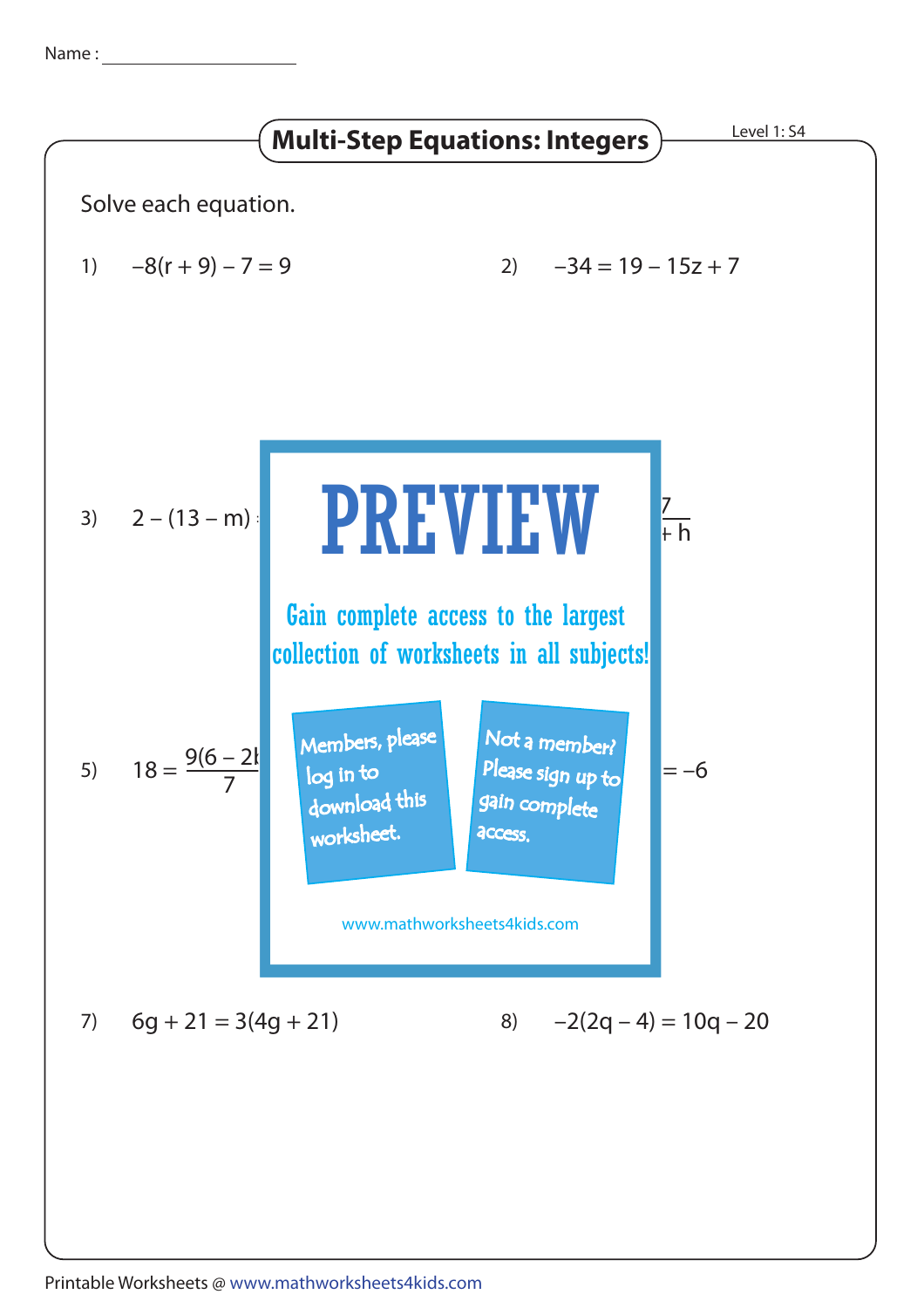Name : ____________________

# Multi-Step Equations: Integers

Level 1: S4

Solve each equation.

1) $-8(r + 9) - 7 = 9$

2) $-34 = 19 - 15z + 7$

3) $2 - (13 - m)$

5) $18 = \frac{9(6 - 2k}{7}$

$= -6$

PREVIEW

Gain complete access to the largest collection of worksheets in all subjects!

Members, please log in to download this worksheet.

Not a member? Please sign up to gain complete access.

www.mathworksheets4kids.com

7) $6g + 21 = 3(4g + 21)$

8) $-2(2q - 4) = 10q - 20$

Printable Worksheets @ www.mathworksheets4kids.com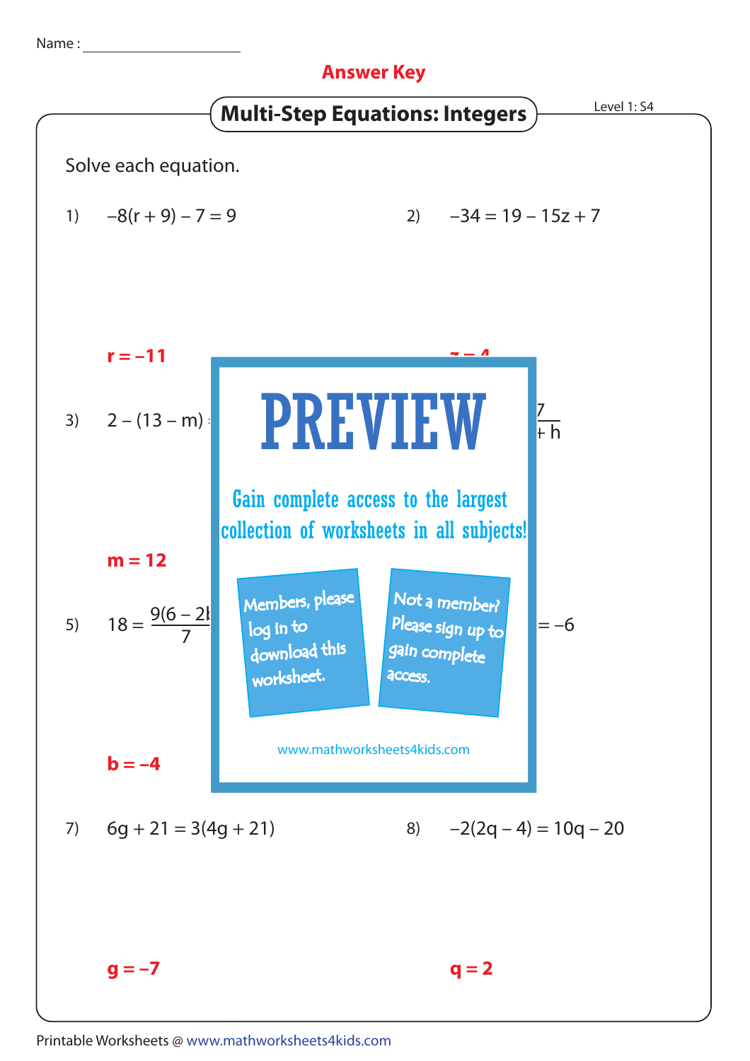Name : ____________________

**Answer Key**

## Multi-Step Equations: Integers

Level 1: S4

Solve each equation.

1) $-8(r + 9) - 7 = 9$

**$r = -11$**

2) $-34 = 19 - 15z + 7$

3) $2 - (13 - m)$

**$m = 12$**

5) $18 = \frac{9(6 - 2b}{7}$

**$b = -4$**

$= -6$

PREVIEW

Gain complete access to the largest collection of worksheets in all subjects!

Members, please log in to download this worksheet.

Not a member? Please sign up to gain complete access.

www.mathworksheets4kids.com

7) $6g + 21 = 3(4g + 21)$

**$g = -7$**

8) $-2(2q - 4) = 10q - 20$

**$q = 2$**

Printable Worksheets @ www.mathworksheets4kids.com